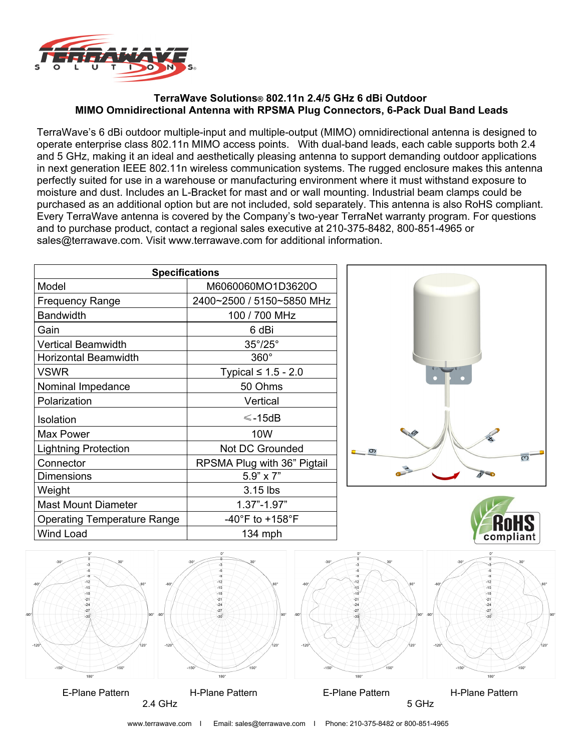# TerraWave Solutions® 802.11n 2.4/5 GHz 6 dBi Outdoor MIMO Omnidirectional Antenna with RPSMA Plug Connectors, 6-Pack Dual Band Leads

TerraWave's 6 dBi outdoor multiple-input and multiple-output (MIMO) omnidirectional antenna is designed to operate enterprise class 802.11n MIMO access points. With dual-band leads, each cable supports both 2.4 and 5 GHz, making it an ideal and aesthetically pleasing antenna to support demanding outdoor applications in next generation IEEE 802.11n wireless communication systems. The rugged enclosure makes this antenna perfectly suited for use in a warehouse or manufacturing environment where it must withstand exposure to moisture and dust. Includes an L-Bracket for mast and or wall mounting. Industrial beam clamps could be purchased as an additional option but are not included, sold separately. This antenna is also RoHS compliant. Every TerraWave antenna is covered by the Company's two-year TerraNet warranty program. For questions and to purchase product, contact a regional sales executive at 210-375-8482, 800-851-4965 or sales@terrawave.com. Visit www.terrawave.com for additional information.

| Specifications | |
|---|---|
| Model | M6060060MO1D3620O |
| Frequency Range | 2400~2500 / 5150~5850 MHz |
| Bandwidth | 100 / 700 MHz |
| Gain | 6 dBi |
| Vertical Beamwidth | 35°/25° |
| Horizontal Beamwidth | 360° |
| VSWR | Typical ≤ 1.5 - 2.0 |
| Nominal Impedance | 50 Ohms |
| Polarization | Vertical |
| Isolation | ⩽-15dB |
| Max Power | 10W |
| Lightning Protection | Not DC Grounded |
| Connector | RPSMA Plug with 36" Pigtail |
| Dimensions | 5.9" x 7" |
| Weight | 3.15 lbs |
| Mast Mount Diameter | 1.37"-1.97" |
| Operating Temperature Range | -40°F to +158°F |
| Wind Load | 134 mph |

E-Plane Pattern H-Plane Pattern

2.4 GHz

E-Plane Pattern H-Plane Pattern

5 GHz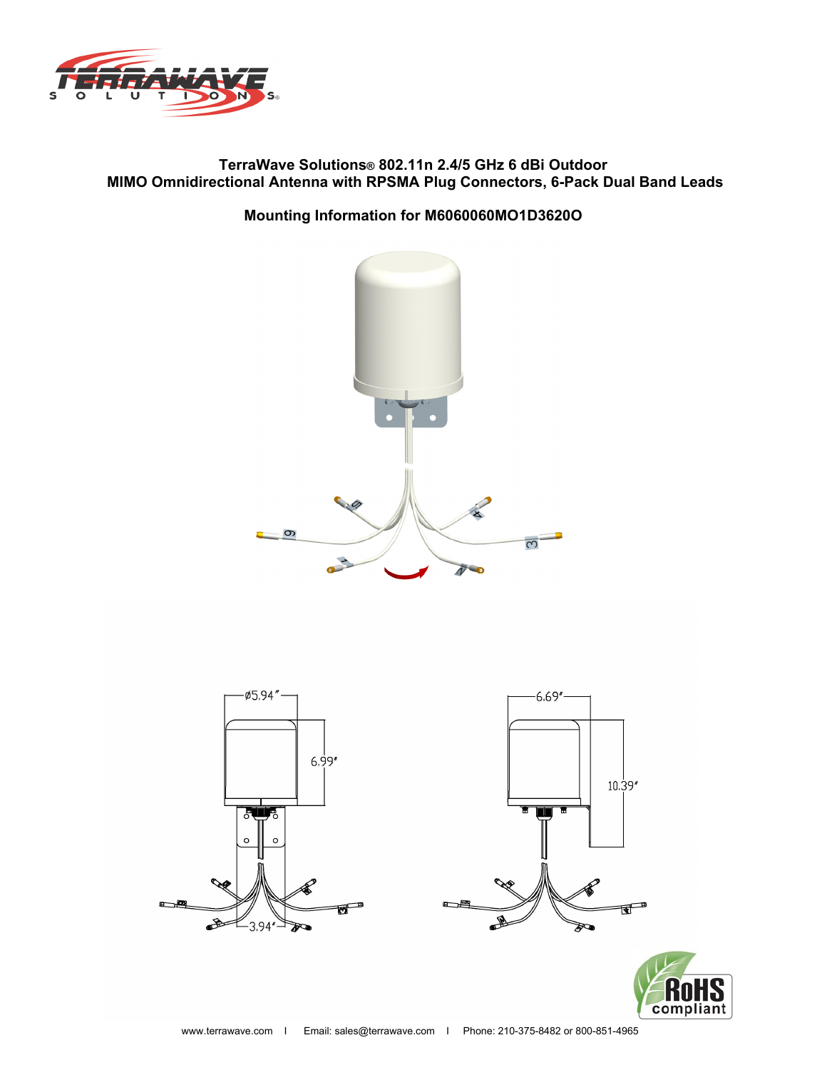TerraWave Solutions® 802.11n 2.4/5 GHz 6 dBi Outdoor
MIMO Omnidirectional Antenna with RPSMA Plug Connectors, 6-Pack Dual Band Leads

**Mounting Information for M6060060MO1D3620O**

www.terrawave.com | Email: sales@terrawave.com | Phone: 210-375-8482 or 800-851-4965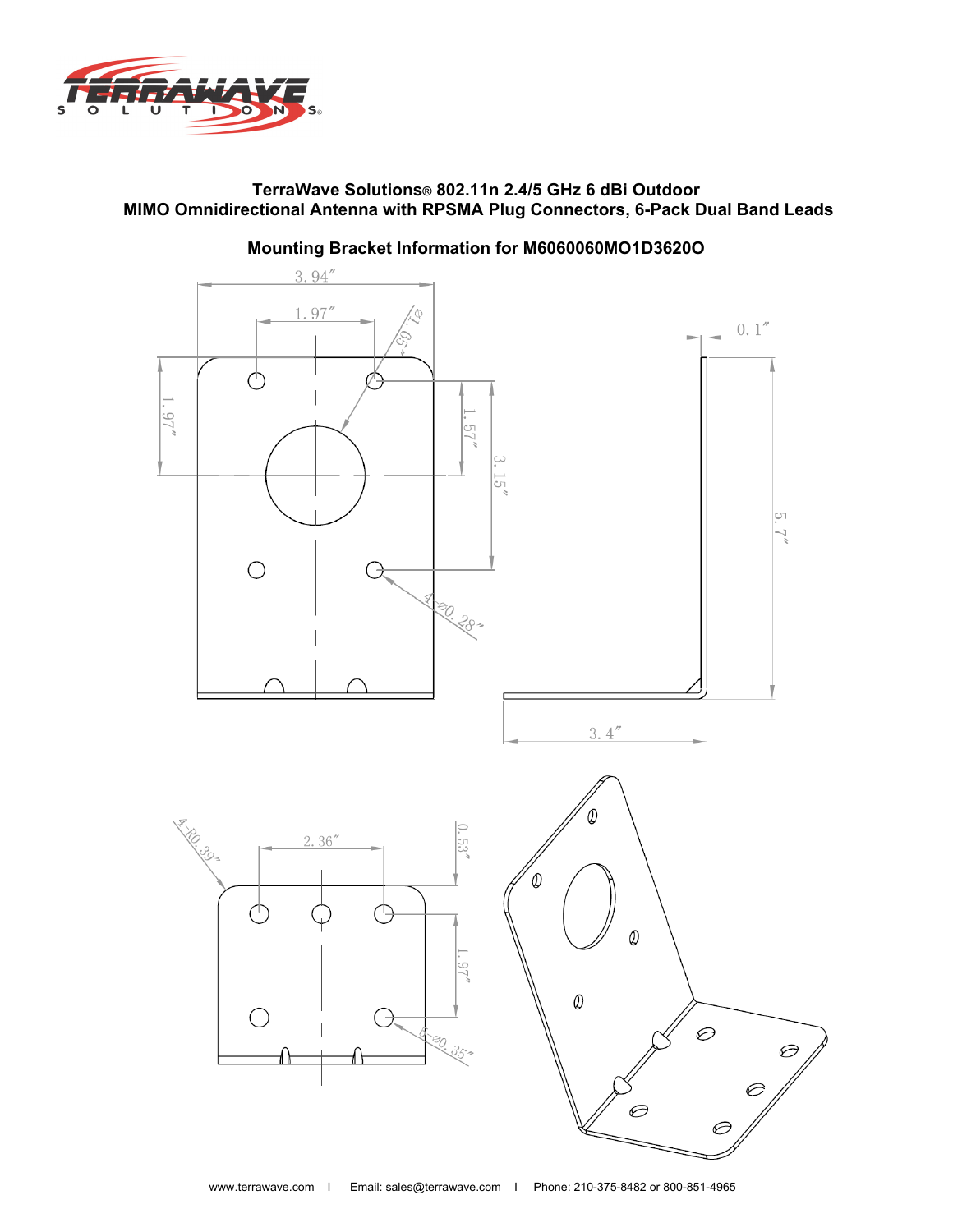**TerraWave Solutions® 802.11n 2.4/5 GHz 6 dBi Outdoor MIMO Omnidirectional Antenna with RPSMA Plug Connectors, 6-Pack Dual Band Leads**

**Mounting Bracket Information for M6060060MO1D3620O**

3.94″

1.97″

Ø1.65″

1.97″

1.57″

3.15″

4-Ø0.28″

0.1″

5.7″

3.4″

4-R0.39″

2.36″

0.53″

1.97″

5-Ø0.35″

www.terrawave.com | Email: sales@terrawave.com | Phone: 210-375-8482 or 800-851-4965